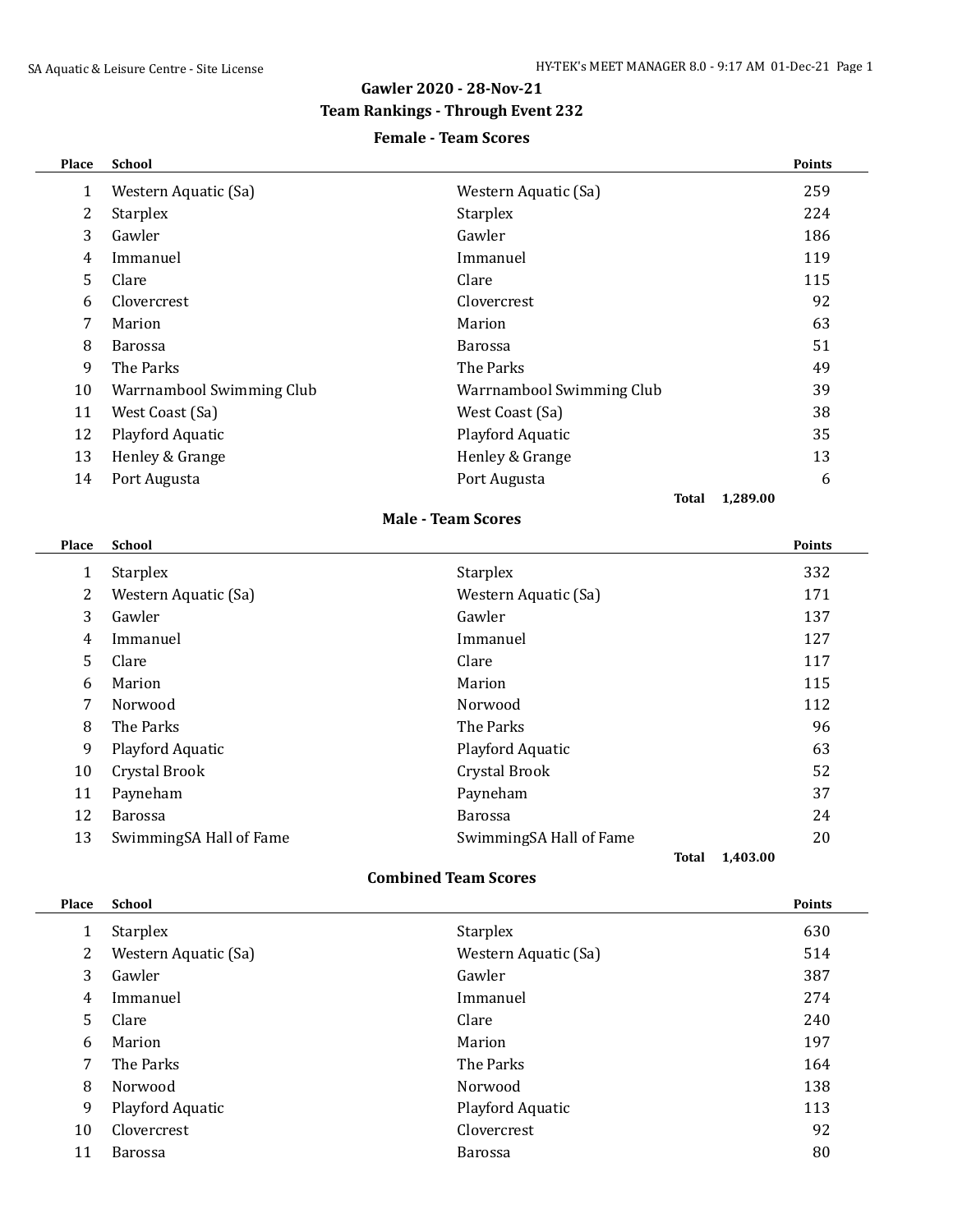# Gawler 2020 - 28-Nov-21

## Team Rankings - Through Event 232

### Female - Team Scores

| Place | School | | Points |
|---|---|---|---|
| 1 | Western Aquatic (Sa) | Western Aquatic (Sa) | 259 |
| 2 | Starplex | Starplex | 224 |
| 3 | Gawler | Gawler | 186 |
| 4 | Immanuel | Immanuel | 119 |
| 5 | Clare | Clare | 115 |
| 6 | Clovercrest | Clovercrest | 92 |
| 7 | Marion | Marion | 63 |
| 8 | Barossa | Barossa | 51 |
| 9 | The Parks | The Parks | 49 |
| 10 | Warrnambool Swimming Club | Warrnambool Swimming Club | 39 |
| 11 | West Coast (Sa) | West Coast (Sa) | 38 |
| 12 | Playford Aquatic | Playford Aquatic | 35 |
| 13 | Henley & Grange | Henley & Grange | 13 |
| 14 | Port Augusta | Port Augusta | 6 |
| | | **Total** | **1,289.00** |

### Male - Team Scores

| Place | School | | Points |
|---|---|---|---|
| 1 | Starplex | Starplex | 332 |
| 2 | Western Aquatic (Sa) | Western Aquatic (Sa) | 171 |
| 3 | Gawler | Gawler | 137 |
| 4 | Immanuel | Immanuel | 127 |
| 5 | Clare | Clare | 117 |
| 6 | Marion | Marion | 115 |
| 7 | Norwood | Norwood | 112 |
| 8 | The Parks | The Parks | 96 |
| 9 | Playford Aquatic | Playford Aquatic | 63 |
| 10 | Crystal Brook | Crystal Brook | 52 |
| 11 | Payneham | Payneham | 37 |
| 12 | Barossa | Barossa | 24 |
| 13 | SwimmingSA Hall of Fame | SwimmingSA Hall of Fame | 20 |
| | | **Total** | **1,403.00** |

### Combined Team Scores

| Place | School | | Points |
|---|---|---|---|
| 1 | Starplex | Starplex | 630 |
| 2 | Western Aquatic (Sa) | Western Aquatic (Sa) | 514 |
| 3 | Gawler | Gawler | 387 |
| 4 | Immanuel | Immanuel | 274 |
| 5 | Clare | Clare | 240 |
| 6 | Marion | Marion | 197 |
| 7 | The Parks | The Parks | 164 |
| 8 | Norwood | Norwood | 138 |
| 9 | Playford Aquatic | Playford Aquatic | 113 |
| 10 | Clovercrest | Clovercrest | 92 |
| 11 | Barossa | Barossa | 80 |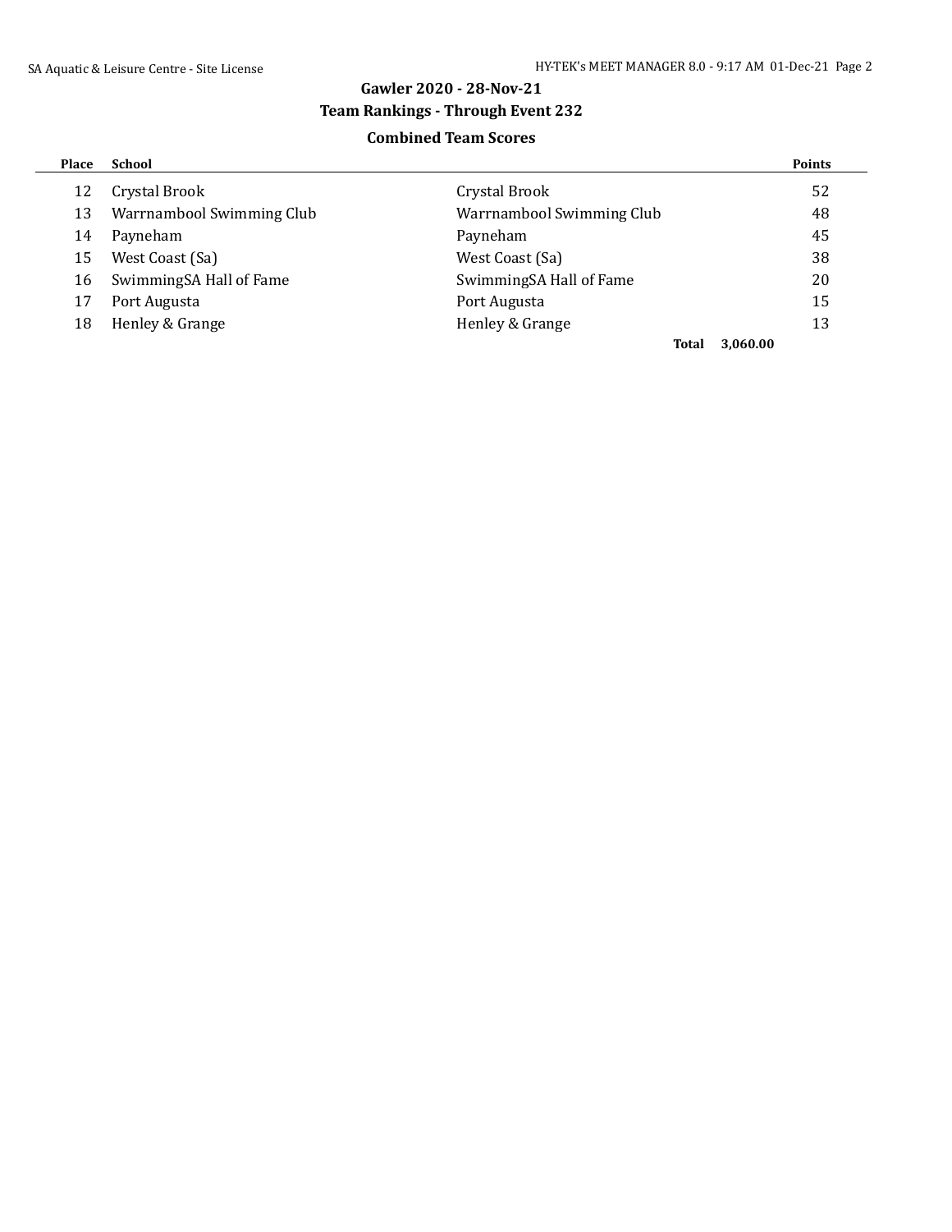## Gawler 2020 - 28-Nov-21

### Team Rankings - Through Event 232

### Combined Team Scores

| Place | School | | Points |
|---|---|---|---|
| 12 | Crystal Brook | Crystal Brook | 52 |
| 13 | Warrnambool Swimming Club | Warrnambool Swimming Club | 48 |
| 14 | Payneham | Payneham | 45 |
| 15 | West Coast (Sa) | West Coast (Sa) | 38 |
| 16 | SwimmingSA Hall of Fame | SwimmingSA Hall of Fame | 20 |
| 17 | Port Augusta | Port Augusta | 15 |
| 18 | Henley & Grange | Henley & Grange | 13 |
| | | **Total** | 3,060.00 |